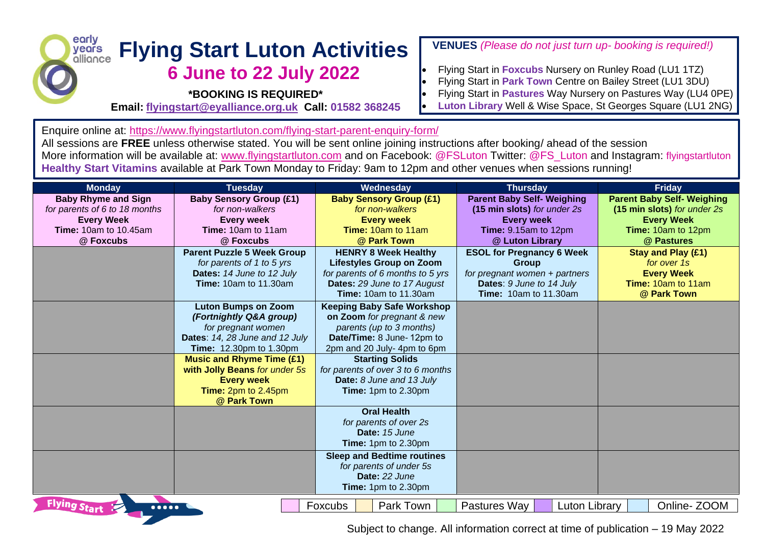# Flying Start Luton Activities

## 6 June to 22 July 2022

**\*BOOKING IS REQUIRED\***

**Email: flyingstart@eyalliance.org.uk Call: 01582 368245**

**VENUES** *(Please do not just turn up- booking is required!)*

- Flying Start in **Foxcubs** Nursery on Runley Road (LU1 1TZ)
- Flying Start in **Park Town** Centre on Bailey Street (LU1 3DU)
- Flying Start in **Pastures** Way Nursery on Pastures Way (LU4 0PE)
- **Luton Library** Well & Wise Space, St Georges Square (LU1 2NG)

Enquire online at: https://www.flyingstartluton.com/flying-start-parent-enquiry-form/
All sessions are **FREE** unless otherwise stated. You will be sent online joining instructions after booking/ ahead of the session
More information will be available at: www.flyingstartluton.com and on Facebook: @FSLuton Twitter: @FS_Luton and Instagram: flyingstartluton
**Healthy Start Vitamins** available at Park Town Monday to Friday: 9am to 12pm and other venues when sessions running!

| Monday | Tuesday | Wednesday | Thursday | Friday |
|---|---|---|---|---|
| **Baby Rhyme and Sign** *for parents of 6 to 18 months* **Every Week** **Time:** 10am to 10.45am @ **Foxcubs** | **Baby Sensory Group (£1)** *for non-walkers* **Every week** **Time:** 10am to 11am @ **Foxcubs** | **Baby Sensory Group (£1)** *for non-walkers* **Every week** **Time:** 10am to 11am @ **Park Town** | **Parent Baby Self- Weighing (15 min slots)** *for under 2s* **Every week** **Time:** 9.15am to 12pm @ **Luton Library** | **Parent Baby Self- Weighing (15 min slots)** *for under 2s* **Every Week** **Time:** 10am to 12pm @ **Pastures** |
| | **Parent Puzzle 5 Week Group** *for parents of 1 to 5 yrs* **Dates:** *14 June to 12 July* **Time:** 10am to 11.30am | **HENRY 8 Week Healthy Lifestyles Group on Zoom** *for parents of 6 months to 5 yrs* **Dates:** *29 June to 17 August* **Time:** 10am to 11.30am | **ESOL for Pregnancy 6 Week Group** *for pregnant women + partners* **Dates**: *9 June to 14 July* **Time:** 10am to 11.30am | **Stay and Play (£1)** *for over 1s* **Every Week** **Time:** 10am to 11am @ **Park Town** |
| | **Luton Bumps on Zoom** ***(Fortnightly Q&A group)*** *for pregnant women* **Dates**: *14, 28 June and 12 July* **Time:** 12.30pm to 1.30pm | **Keeping Baby Safe Workshop on Zoom** *for pregnant & new parents (up to 3 months)* **Date/Time:** 8 June- 12pm to 2pm and 20 July- 4pm to 6pm | | |
| | **Music and Rhyme Time (£1) with Jolly Beans** *for under 5s* **Every week** **Time:** 2pm to 2.45pm @ **Park Town** | **Starting Solids** *for parents of over 3 to 6 months* **Date:** *8 June and 13 July* **Time:** 1pm to 2.30pm | | |
| | | **Oral Health** *for parents of over 2s* **Date:** *15 June* **Time:** 1pm to 2.30pm | | |
| | | **Sleep and Bedtime routines** *for parents of under 5s* **Date:** *22 June* **Time:** 1pm to 2.30pm | | |

Key: Foxcubs | Park Town | Pastures Way | Luton Library | Online- ZOOM

Subject to change. All information correct at time of publication – 19 May 2022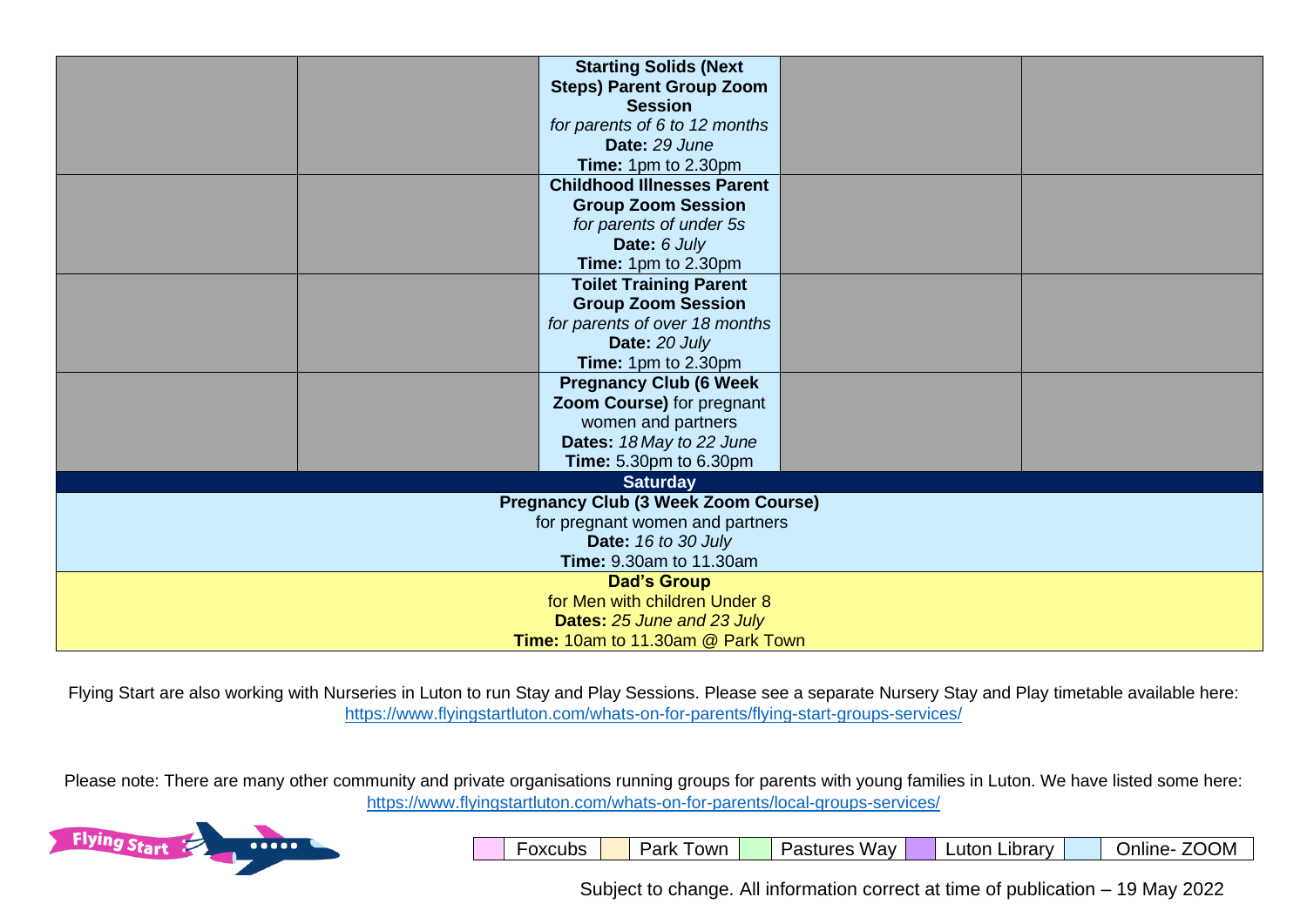| | | | | |
|---|---|---|---|---|
| | | **Starting Solids (Next Steps) Parent Group Zoom Session** *for parents of 6 to 12 months* **Date:** *29 June* **Time:** 1pm to 2.30pm | | |
| | | **Childhood Illnesses Parent Group Zoom Session** *for parents of under 5s* **Date:** *6 July* **Time:** 1pm to 2.30pm | | |
| | | **Toilet Training Parent Group Zoom Session** *for parents of over 18 months* **Date:** *20 July* **Time:** 1pm to 2.30pm | | |
| | | **Pregnancy Club (6 Week Zoom Course)** for pregnant women and partners **Dates:** *18 May to 22 June* **Time:** 5.30pm to 6.30pm | | |
| **Saturday** | | | | |
| **Pregnancy Club (3 Week Zoom Course)** for pregnant women and partners **Date:** *16 to 30 July* **Time:** 9.30am to 11.30am | | | | |
| **Dad's Group** for Men with children Under 8 **Dates:** *25 June and 23 July* **Time:** 10am to 11.30am @ Park Town | | | | |

Flying Start are also working with Nurseries in Luton to run Stay and Play Sessions. Please see a separate Nursery Stay and Play timetable available here: https://www.flyingstartluton.com/whats-on-for-parents/flying-start-groups-services/

Please note: There are many other community and private organisations running groups for parents with young families in Luton. We have listed some here: https://www.flyingstartluton.com/whats-on-for-parents/local-groups-services/

Foxcubs | Park Town | Pastures Way | Luton Library | Online- ZOOM

Subject to change. All information correct at time of publication – 19 May 2022